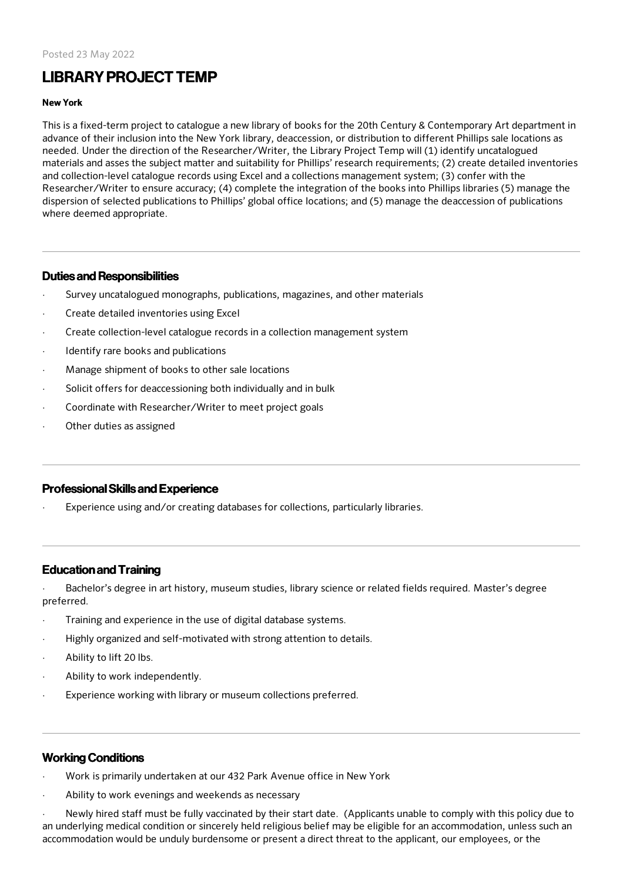Posted 23 May 2022

# LIBRARY PROJECT TEMP

**New York**

This is a fixed-term project to catalogue a new library of books for the 20th Century & Contemporary Art department in advance of their inclusion into the New York library, deaccession, or distribution to different Phillips sale locations as needed. Under the direction of the Researcher/Writer, the Library Project Temp will (1) identify uncatalogued materials and asses the subject matter and suitability for Phillips' research requirements; (2) create detailed inventories and collection-level catalogue records using Excel and a collections management system; (3) confer with the Researcher/Writer to ensure accuracy; (4) complete the integration of the books into Phillips libraries (5) manage the dispersion of selected publications to Phillips' global office locations; and (5) manage the deaccession of publications where deemed appropriate.

---

## Duties and Responsibilities

- Survey uncatalogued monographs, publications, magazines, and other materials
- Create detailed inventories using Excel
- Create collection-level catalogue records in a collection management system
- Identify rare books and publications
- Manage shipment of books to other sale locations
- Solicit offers for deaccessioning both individually and in bulk
- Coordinate with Researcher/Writer to meet project goals
- Other duties as assigned

---

## Professional Skills and Experience

- Experience using and/or creating databases for collections, particularly libraries.

---

## Education and Training

- Bachelor's degree in art history, museum studies, library science or related fields required. Master's degree preferred.
- Training and experience in the use of digital database systems.
- Highly organized and self-motivated with strong attention to details.
- Ability to lift 20 lbs.
- Ability to work independently.
- Experience working with library or museum collections preferred.

---

## Working Conditions

- Work is primarily undertaken at our 432 Park Avenue office in New York
- Ability to work evenings and weekends as necessary
- Newly hired staff must be fully vaccinated by their start date. (Applicants unable to comply with this policy due to an underlying medical condition or sincerely held religious belief may be eligible for an accommodation, unless such an accommodation would be unduly burdensome or present a direct threat to the applicant, our employees, or the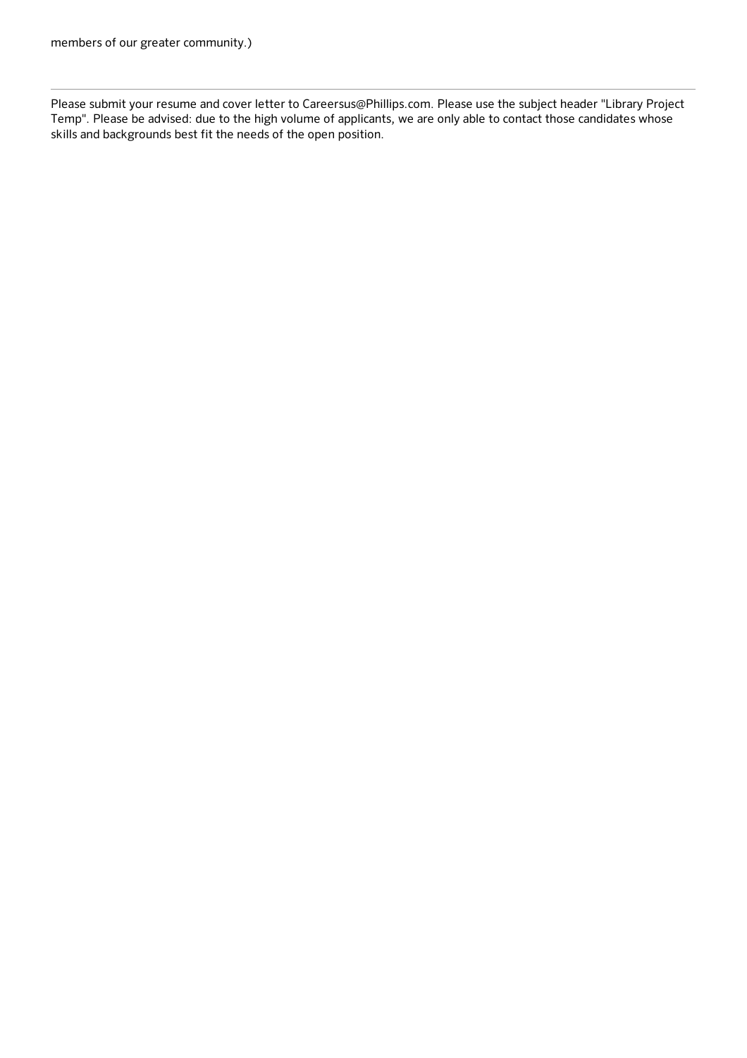members of our greater community.)

---

Please submit your resume and cover letter to Careersus@Phillips.com. Please use the subject header "Library Project Temp". Please be advised: due to the high volume of applicants, we are only able to contact those candidates whose skills and backgrounds best fit the needs of the open position.